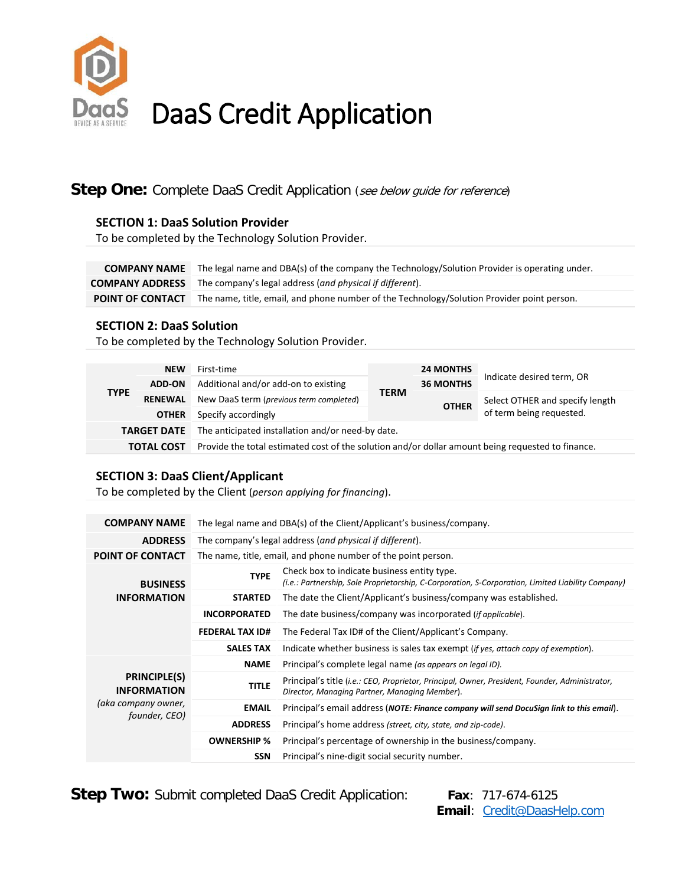# DaaS Credit Application

## **Step One:** Complete DaaS Credit Application (*see below guide for reference*)

### SECTION 1: DaaS Solution Provider

To be completed by the Technology Solution Provider.

| | |
|---|---|
| **COMPANY NAME** | The legal name and DBA(s) of the company the Technology/Solution Provider is operating under. |
| **COMPANY ADDRESS** | The company's legal address (*and physical if different*). |
| **POINT OF CONTACT** | The name, title, email, and phone number of the Technology/Solution Provider point person. |

### SECTION 2: DaaS Solution

To be completed by the Technology Solution Provider.

| | | | | | |
|---|---|---|---|---|---|
| **TYPE** | **NEW** | First-time | **TERM** | **24 MONTHS** | Indicate desired term, OR |
| | **ADD-ON** | Additional and/or add-on to existing | | **36 MONTHS** | |
| | **RENEWAL** | New DaaS term (*previous term completed*) | | **OTHER** | Select OTHER and specify length of term being requested. |
| | **OTHER** | Specify accordingly | | | |
| **TARGET DATE** | | The anticipated installation and/or need-by date. | | | |
| **TOTAL COST** | | Provide the total estimated cost of the solution and/or dollar amount being requested to finance. | | | |

### SECTION 3: DaaS Client/Applicant

To be completed by the Client (*person applying for financing*).

| | | |
|---|---|---|
| **COMPANY NAME** | | The legal name and DBA(s) of the Client/Applicant's business/company. |
| **ADDRESS** | | The company's legal address (*and physical if different*). |
| **POINT OF CONTACT** | | The name, title, email, and phone number of the point person. |
| **BUSINESS INFORMATION** | **TYPE** | Check box to indicate business entity type. *(i.e.: Partnership, Sole Proprietorship, C-Corporation, S-Corporation, Limited Liability Company)* |
| | **STARTED** | The date the Client/Applicant's business/company was established. |
| | **INCORPORATED** | The date business/company was incorporated (*if applicable*). |
| | **FEDERAL TAX ID#** | The Federal Tax ID# of the Client/Applicant's Company. |
| | **SALES TAX** | Indicate whether business is sales tax exempt (*if yes, attach copy of exemption*). |
| **PRINCIPLE(S) INFORMATION** *(aka company owner, founder, CEO)* | **NAME** | Principal's complete legal name *(as appears on legal ID)*. |
| | **TITLE** | Principal's title (*i.e.: CEO, Proprietor, Principal, Owner, President, Founder, Administrator, Director, Managing Partner, Managing Member*). |
| | **EMAIL** | Principal's email address (***NOTE: Finance company will send DocuSign link to this email***). |
| | **ADDRESS** | Principal's home address *(street, city, state, and zip-code)*. |
| | **OWNERSHIP %** | Principal's percentage of ownership in the business/company. |
| | **SSN** | Principal's nine-digit social security number. |

## **Step Two:** Submit completed DaaS Credit Application:

**Fax**: 717-674-6125

**Email**: Credit@DaasHelp.com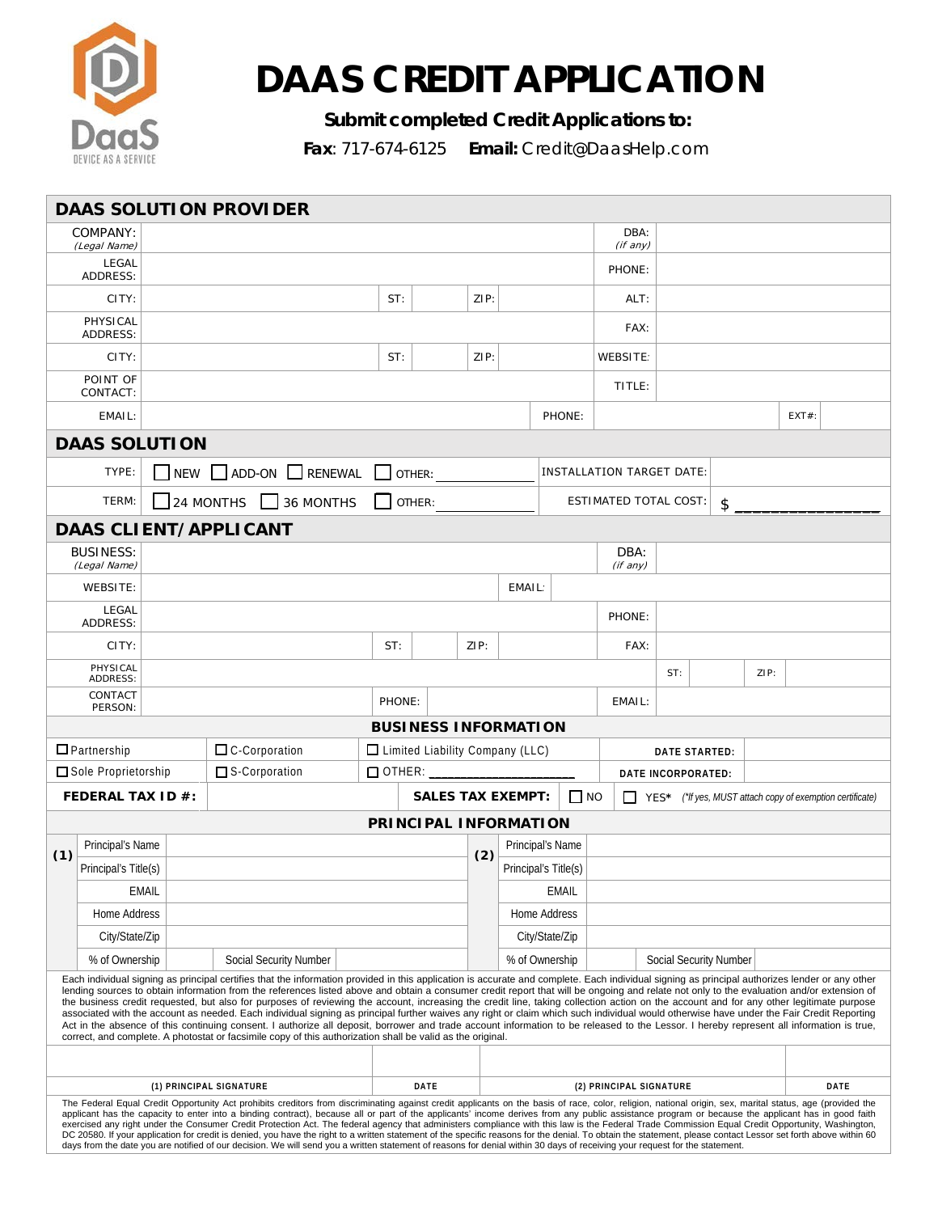# DAAS CREDIT APPLICATION

**Submit completed Credit Applications to:**

**Fax**: 717-674-6125 **Email:** Credit@DaasHelp.com

## DAAS SOLUTION PROVIDER

| | | | | | | | |
|---|---|---|---|---|---|---|---|
| COMPANY: *(Legal Name)* | | | | | | DBA: *(if any)* | |
| LEGAL ADDRESS: | | | | | | PHONE: | |
| CITY: | | ST: | | ZIP: | | ALT: | |
| PHYSICAL ADDRESS: | | | | | | FAX: | |
| CITY: | | ST: | | ZIP: | | WEBSITE: | |
| POINT OF CONTACT: | | | | | | TITLE: | |
| EMAIL: | | | | PHONE: | | EXT#: | |

## DAAS SOLUTION

| | | | |
|---|---|---|---|
| TYPE: | ☐ NEW ☐ ADD-ON ☐ RENEWAL ☐ OTHER: ____________ | INSTALLATION TARGET DATE: | |
| TERM: | ☐ 24 MONTHS ☐ 36 MONTHS ☐ OTHER: ____________ | ESTIMATED TOTAL COST: | $ ________________ |

## DAAS CLIENT/APPLICANT

| | | | | | | | |
|---|---|---|---|---|---|---|---|
| BUSINESS: *(Legal Name)* | | | | | | DBA: *(if any)* | |
| WEBSITE: | | | | EMAIL: | | | |
| LEGAL ADDRESS: | | | | | | PHONE: | |
| CITY: | | ST: | | ZIP: | | FAX: | |
| PHYSICAL ADDRESS: | | | | ST: | | ZIP: | |
| CONTACT PERSON: | | PHONE: | | | | EMAIL: | |

### BUSINESS INFORMATION

| | | | | |
|---|---|---|---|---|
| ☐ Partnership | ☐ C-Corporation | ☐ Limited Liability Company (LLC) | DATE STARTED: | |
| ☐ Sole Proprietorship | ☐ S-Corporation | ☐ OTHER: ____________ | DATE INCORPORATED: | |
| **FEDERAL TAX ID #:** | | **SALES TAX EXEMPT:** ☐ NO | ☐ YES* *(\*If yes, MUST attach copy of exemption certificate)* | |

### PRINCIPAL INFORMATION

| | | | | | | | | | |
|---|---|---|---|---|---|---|---|---|---|
| (1) | Principal's Name | | | | (2) | Principal's Name | | | |
| | Principal's Title(s) | | | | | Principal's Title(s) | | | |
| | EMAIL | | | | | EMAIL | | | |
| | Home Address | | | | | Home Address | | | |
| | City/State/Zip | | | | | City/State/Zip | | | |
| | % of Ownership | | Social Security Number | | | % of Ownership | | Social Security Number | |

Each individual signing as principal certifies that the information provided in this application is accurate and complete. Each individual signing as principal authorizes lender or any other lending sources to obtain information from the references listed above and obtain a consumer credit report that will be ongoing and relate not only to the evaluation and/or extension of the business credit requested, but also for purposes of reviewing the account, increasing the credit line, taking collection action on the account and for any other legitimate purpose associated with the account as needed. Each individual signing as principal further waives any right or claim which such individual would otherwise have under the Fair Credit Reporting Act in the absence of this continuing consent. I authorize all deposit, borrower and trade account information to be released to the Lessor. I hereby represent all information is true, correct, and complete. A photostat or facsimile copy of this authorization shall be valid as the original.

| | | | |
|---|---|---|---|
| | | | |
| (1) PRINCIPAL SIGNATURE | DATE | (2) PRINCIPAL SIGNATURE | DATE |

The Federal Equal Credit Opportunity Act prohibits creditors from discriminating against credit applicants on the basis of race, color, religion, national origin, sex, marital status, age (provided the applicant has the capacity to enter into a binding contract), because all or part of the applicants' income derives from any public assistance program or because the applicant has in good faith exercised any right under the Consumer Credit Protection Act. The federal agency that administers compliance with this law is the Federal Trade Commission Equal Credit Opportunity, Washington, DC 20580. If your application for credit is denied, you have the right to a written statement of the specific reasons for the denial. To obtain the statement, please contact Lessor set forth above within 60 days from the date you are notified of our decision. We will send you a written statement of reasons for denial within 30 days of receiving your request for the statement.